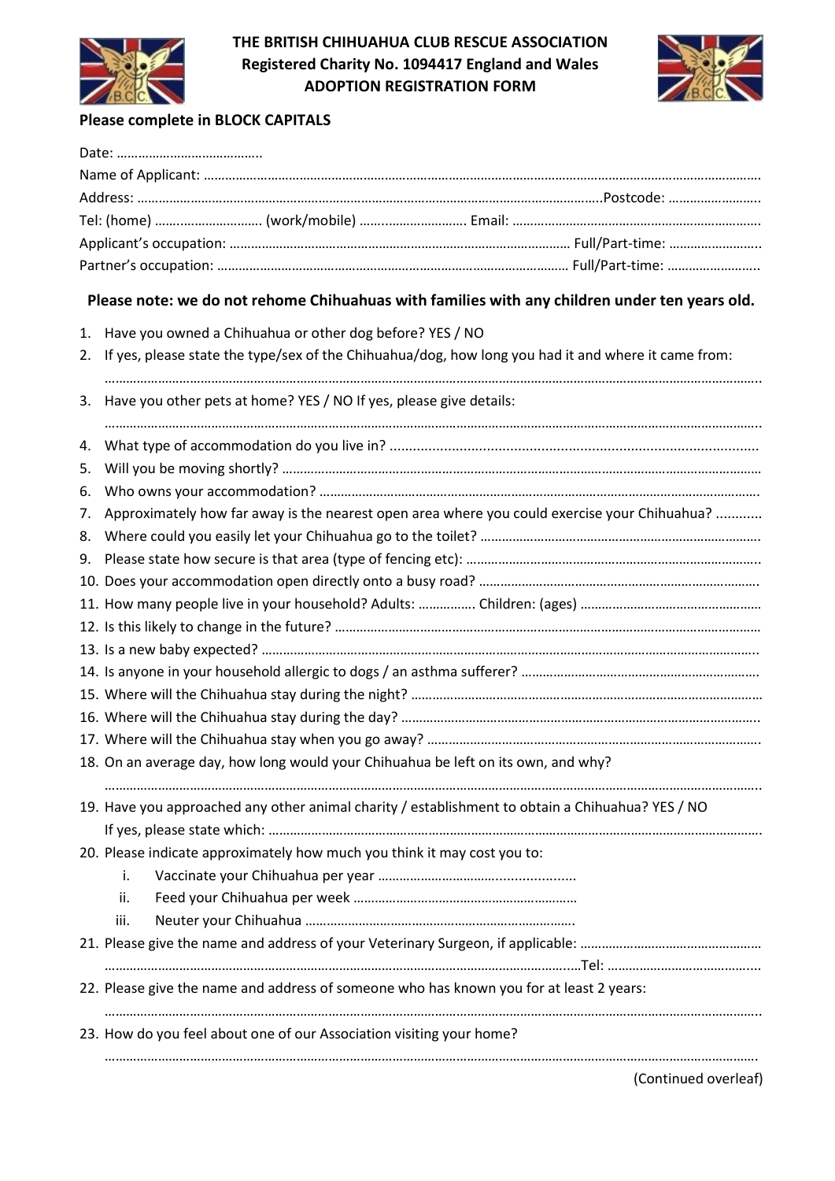# THE BRITISH CHIHUAHUA CLUB RESCUE ASSOCIATION

**Registered Charity No. 1094417 England and Wales**

**ADOPTION REGISTRATION FORM**

**Please complete in BLOCK CAPITALS**

Date: …………………………………..

Name of Applicant: …………………………………………………………………………………………………………………………………………

Address: ……………………………………………………………………………………………………………….Postcode: ……………………..

Tel: (home) ………………………. (work/mobile) ………………………. Email: ………………………………………………………………

Applicant's occupation: ……………………………………………………………………………………… Full/Part-time: ……………………..

Partner's occupation: ………………………………………………………………………………………… Full/Part-time: ……………………..

**Please note: we do not rehome Chihuahuas with families with any children under ten years old.**

1. Have you owned a Chihuahua or other dog before? YES / NO
2. If yes, please state the type/sex of the Chihuahua/dog, how long you had it and where it came from:
   ……………………………………………………………………………………………………………………………………………………………
3. Have you other pets at home? YES / NO If yes, please give details:
   ……………………………………………………………………………………………………………………………………………………………
4. What type of accommodation do you live in? ……………………………………………………………………………………
5. Will you be moving shortly? ……………………………………………………………………………………………………………
6. Who owns your accommodation? ………………………………………………………………………………………………………
7. Approximately how far away is the nearest open area where you could exercise your Chihuahua? …………
8. Where could you easily let your Chihuahua go to the toilet? ………………………………………………………………
9. Please state how secure is that area (type of fencing etc): …………………………………………………………………
10. Does your accommodation open directly onto a busy road? …………………………………………………………………
11. How many people live in your household? Adults: ……………. Children: (ages) ……………………………………………
12. Is this likely to change in the future? ………………………………………………………………………………………………
13. Is a new baby expected? …………………………………………………………………………………………………………………
14. Is anyone in your household allergic to dogs / an asthma sufferer? …………………………………………………………
15. Where will the Chihuahua stay during the night? ………………………………………………………………………………
16. Where will the Chihuahua stay during the day? …………………………………………………………………………………
17. Where will the Chihuahua stay when you go away? ……………………………………………………………………………
18. On an average day, how long would your Chihuahua be left on its own, and why?
    ……………………………………………………………………………………………………………………………………………………………
19. Have you approached any other animal charity / establishment to obtain a Chihuahua? YES / NO
    If yes, please state which: …………………………………………………………………………………………………………………
20. Please indicate approximately how much you think it may cost you to:
    1. Vaccinate your Chihuahua per year ……………………………………………
    2. Feed your Chihuahua per week ………………………………………………………
    3. Neuter your Chihuahua ……………………………………………………………………
21. Please give the name and address of your Veterinary Surgeon, if applicable: ………………………………………
    ……………………………………………………………………………………………………………Tel: ……………………………………
22. Please give the name and address of someone who has known you for at least 2 years:
    ……………………………………………………………………………………………………………………………………………………………
23. How do you feel about one of our Association visiting your home?
    ……………………………………………………………………………………………………………………………………………………………

(Continued overleaf)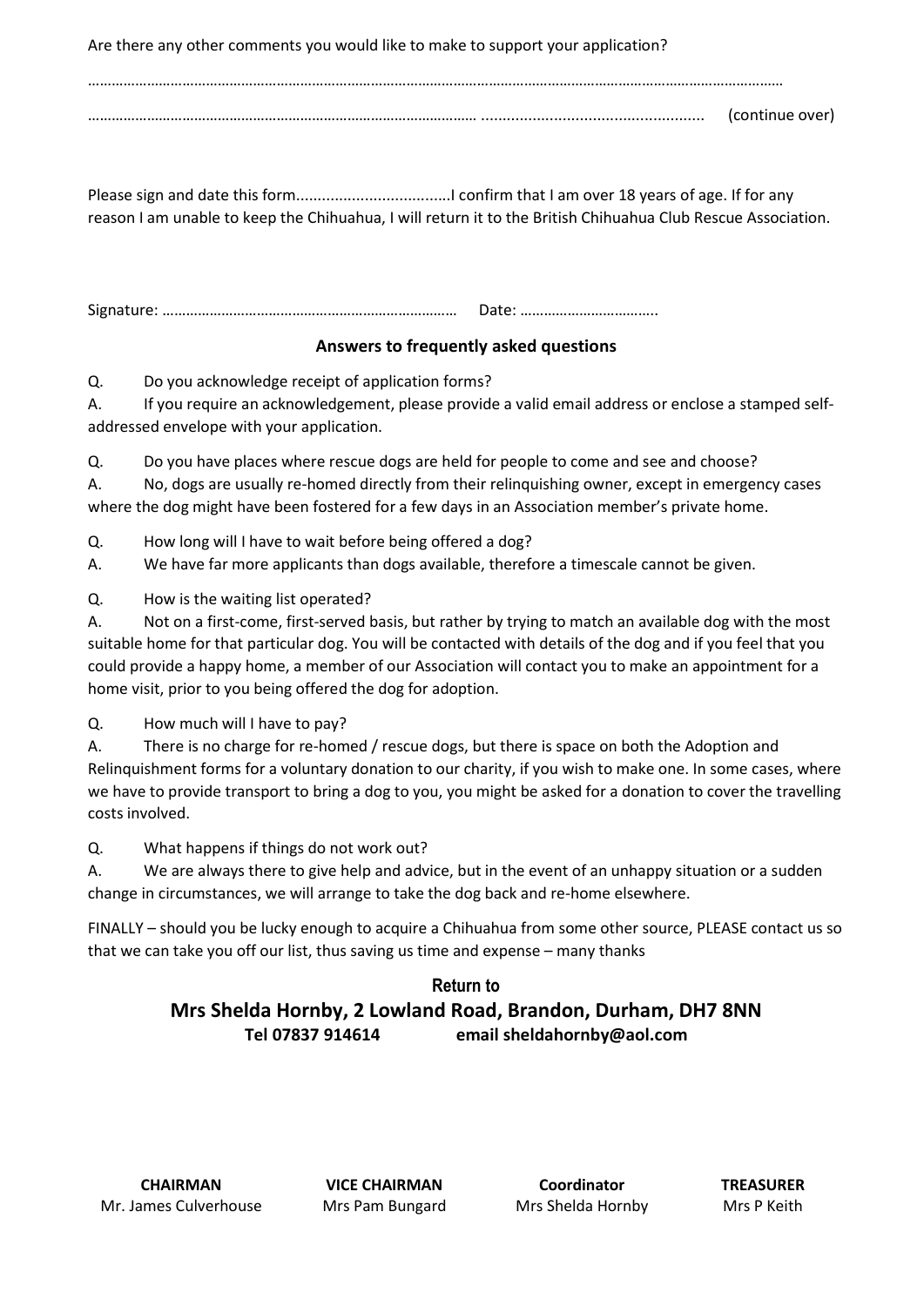Are there any other comments you would like to make to support your application?

…………………………………………………………………………………………………………………………………………………………………

…………………………………………………………………………………… ..................................................... (continue over)

Please sign and date this form...................................I confirm that I am over 18 years of age. If for any reason I am unable to keep the Chihuahua, I will return it to the British Chihuahua Club Rescue Association.

Signature: ………………………………………………………………… Date: ……………………………..

### Answers to frequently asked questions

Q. Do you acknowledge receipt of application forms?

A. If you require an acknowledgement, please provide a valid email address or enclose a stamped self-addressed envelope with your application.

Q. Do you have places where rescue dogs are held for people to come and see and choose?

A. No, dogs are usually re-homed directly from their relinquishing owner, except in emergency cases where the dog might have been fostered for a few days in an Association member's private home.

Q. How long will I have to wait before being offered a dog?

A. We have far more applicants than dogs available, therefore a timescale cannot be given.

Q. How is the waiting list operated?

A. Not on a first-come, first-served basis, but rather by trying to match an available dog with the most suitable home for that particular dog. You will be contacted with details of the dog and if you feel that you could provide a happy home, a member of our Association will contact you to make an appointment for a home visit, prior to you being offered the dog for adoption.

Q. How much will I have to pay?

A. There is no charge for re-homed / rescue dogs, but there is space on both the Adoption and Relinquishment forms for a voluntary donation to our charity, if you wish to make one. In some cases, where we have to provide transport to bring a dog to you, you might be asked for a donation to cover the travelling costs involved.

Q. What happens if things do not work out?

A. We are always there to give help and advice, but in the event of an unhappy situation or a sudden change in circumstances, we will arrange to take the dog back and re-home elsewhere.

FINALLY – should you be lucky enough to acquire a Chihuahua from some other source, PLEASE contact us so that we can take you off our list, thus saving us time and expense – many thanks

**Return to**

**Mrs Shelda Hornby, 2 Lowland Road, Brandon, Durham, DH7 8NN**

**Tel 07837 914614 email sheldahornby@aol.com**

| CHAIRMAN | VICE CHAIRMAN | Coordinator | TREASURER |
|---|---|---|---|
| Mr. James Culverhouse | Mrs Pam Bungard | Mrs Shelda Hornby | Mrs P Keith |